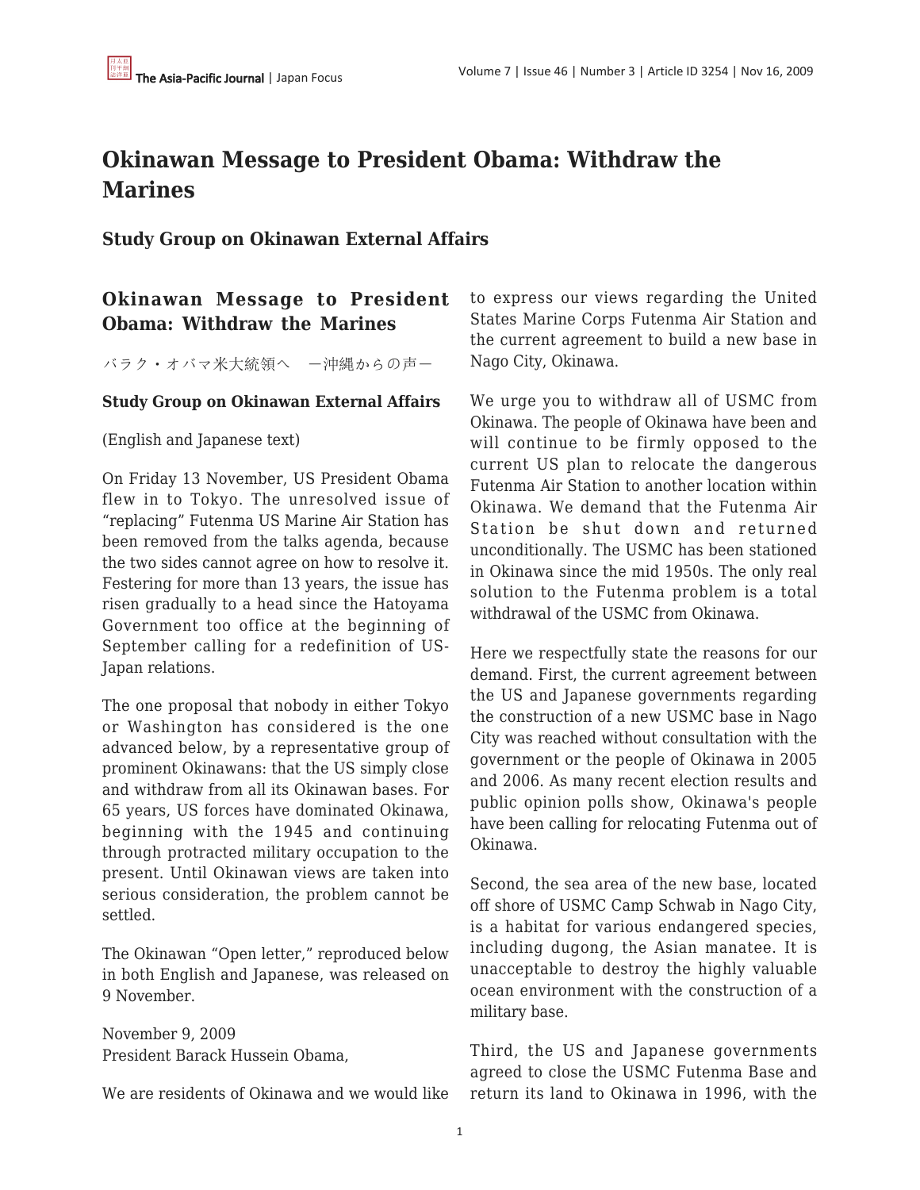# Okinawan Message to President Obama: Withdraw the Marines

## Study Group on Okinawan External Affairs

### Okinawan Message to President Obama: Withdraw the Marines

バラク・オバマ米大統領へ　ー沖縄からの声ー

**Study Group on Okinawan External Affairs**

(English and Japanese text)

On Friday 13 November, US President Obama flew in to Tokyo. The unresolved issue of "replacing" Futenma US Marine Air Station has been removed from the talks agenda, because the two sides cannot agree on how to resolve it. Festering for more than 13 years, the issue has risen gradually to a head since the Hatoyama Government too office at the beginning of September calling for a redefinition of US-Japan relations.

The one proposal that nobody in either Tokyo or Washington has considered is the one advanced below, by a representative group of prominent Okinawans: that the US simply close and withdraw from all its Okinawan bases. For 65 years, US forces have dominated Okinawa, beginning with the 1945 and continuing through protracted military occupation to the present. Until Okinawan views are taken into serious consideration, the problem cannot be settled.

The Okinawan "Open letter," reproduced below in both English and Japanese, was released on 9 November.

November 9, 2009
President Barack Hussein Obama,

We are residents of Okinawa and we would like to express our views regarding the United States Marine Corps Futenma Air Station and the current agreement to build a new base in Nago City, Okinawa.

We urge you to withdraw all of USMC from Okinawa. The people of Okinawa have been and will continue to be firmly opposed to the current US plan to relocate the dangerous Futenma Air Station to another location within Okinawa. We demand that the Futenma Air Station be shut down and returned unconditionally. The USMC has been stationed in Okinawa since the mid 1950s. The only real solution to the Futenma problem is a total withdrawal of the USMC from Okinawa.

Here we respectfully state the reasons for our demand. First, the current agreement between the US and Japanese governments regarding the construction of a new USMC base in Nago City was reached without consultation with the government or the people of Okinawa in 2005 and 2006. As many recent election results and public opinion polls show, Okinawa's people have been calling for relocating Futenma out of Okinawa.

Second, the sea area of the new base, located off shore of USMC Camp Schwab in Nago City, is a habitat for various endangered species, including dugong, the Asian manatee. It is unacceptable to destroy the highly valuable ocean environment with the construction of a military base.

Third, the US and Japanese governments agreed to close the USMC Futenma Base and return its land to Okinawa in 1996, with the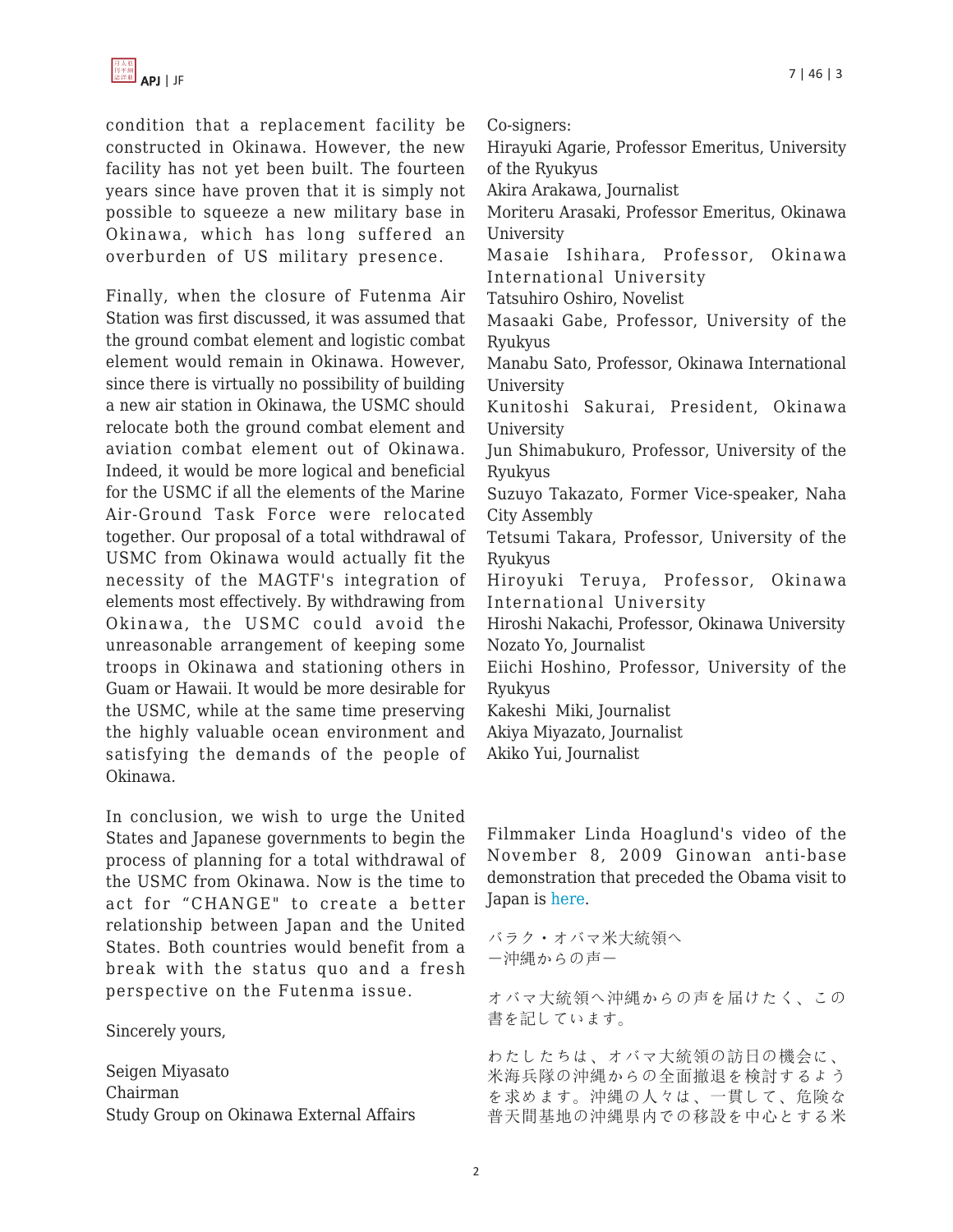condition that a replacement facility be constructed in Okinawa. However, the new facility has not yet been built. The fourteen years since have proven that it is simply not possible to squeeze a new military base in Okinawa, which has long suffered an overburden of US military presence.

Finally, when the closure of Futenma Air Station was first discussed, it was assumed that the ground combat element and logistic combat element would remain in Okinawa. However, since there is virtually no possibility of building a new air station in Okinawa, the USMC should relocate both the ground combat element and aviation combat element out of Okinawa. Indeed, it would be more logical and beneficial for the USMC if all the elements of the Marine Air-Ground Task Force were relocated together. Our proposal of a total withdrawal of USMC from Okinawa would actually fit the necessity of the MAGTF's integration of elements most effectively. By withdrawing from Okinawa, the USMC could avoid the unreasonable arrangement of keeping some troops in Okinawa and stationing others in Guam or Hawaii. It would be more desirable for the USMC, while at the same time preserving the highly valuable ocean environment and satisfying the demands of the people of Okinawa.

In conclusion, we wish to urge the United States and Japanese governments to begin the process of planning for a total withdrawal of the USMC from Okinawa. Now is the time to act for "CHANGE" to create a better relationship between Japan and the United States. Both countries would benefit from a break with the status quo and a fresh perspective on the Futenma issue.

Sincerely yours,

Seigen Miyasato
Chairman
Study Group on Okinawa External Affairs

Co-signers:
Hirayuki Agarie, Professor Emeritus, University of the Ryukyus
Akira Arakawa, Journalist
Moriteru Arasaki, Professor Emeritus, Okinawa University
Masaie Ishihara, Professor, Okinawa International University
Tatsuhiro Oshiro, Novelist
Masaaki Gabe, Professor, University of the Ryukyus
Manabu Sato, Professor, Okinawa International University
Kunitoshi Sakurai, President, Okinawa University
Jun Shimabukuro, Professor, University of the Ryukyus
Suzuyo Takazato, Former Vice-speaker, Naha City Assembly
Tetsumi Takara, Professor, University of the Ryukyus
Hiroyuki Teruya, Professor, Okinawa International University
Hiroshi Nakachi, Professor, Okinawa University
Nozato Yo, Journalist
Eiichi Hoshino, Professor, University of the Ryukyus
Kakeshi Miki, Journalist
Akiya Miyazato, Journalist
Akiko Yui, Journalist

Filmmaker Linda Hoaglund's video of the November 8, 2009 Ginowan anti-base demonstration that preceded the Obama visit to Japan is here.

バラク・オバマ米大統領へ
ー沖縄からの声ー

オバマ大統領へ沖縄からの声を届けたく、この書を記しています。

わたしたちは、オバマ大統領の訪日の機会に、米海兵隊の沖縄からの全面撤退を検討するようを求めます。沖縄の人々は、一貫して、危険な普天間基地の沖縄県内での移設を中心とする米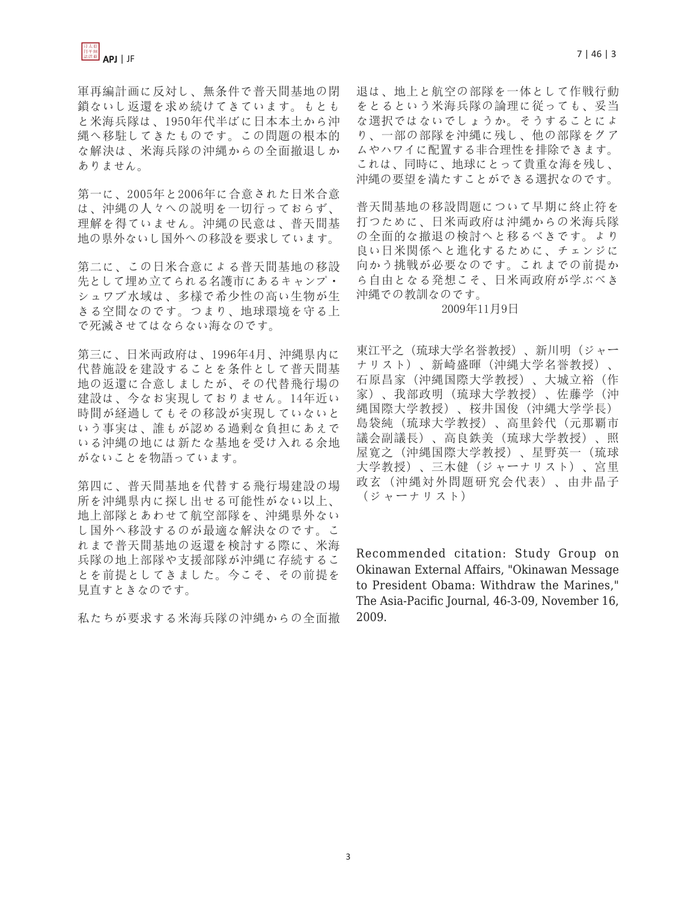軍再編計画に反対し、無条件で普天間基地の閉鎖ないし返還を求め続けてきています。もともと米海兵隊は、1950年代半ばに日本本土から沖縄へ移駐してきたものです。この問題の根本的な解決は、米海兵隊の沖縄からの全面撤退しかありません。

第一に、2005年と2006年に合意された日米合意は、沖縄の人々への説明を一切行っておらず、理解を得ていません。沖縄の民意は、普天間基地の県外ないし国外への移設を要求しています。

第二に、この日米合意による普天間基地の移設先として埋め立てられる名護市にあるキャンプ・シュワブ水域は、多様で希少性の高い生物が生きる空間なのです。つまり、地球環境を守る上で死滅させてはならない海なのです。

第三に、日米両政府は、1996年4月、沖縄県内に代替施設を建設することを条件として普天間基地の返還に合意しましたが、その代替飛行場の建設は、今なお実現しておりません。14年近い時間が経過してもその移設が実現していないという事実は、誰もが認める過剰な負担にあえでいる沖縄の地には新たな基地を受け入れる余地がないことを物語っています。

第四に、普天間基地を代替する飛行場建設の場所を沖縄県内に探し出せる可能性がない以上、地上部隊とあわせて航空部隊を、沖縄県外ないし国外へ移設するのが最適な解決なのです。これまで普天間基地の返還を検討する際に、米海兵隊の地上部隊や支援部隊が沖縄に存続することを前提としてきました。今こそ、その前提を見直すときなのです。

私たちが要求する米海兵隊の沖縄からの全面撤退は、地上と航空の部隊を一体として作戦行動をとるという米海兵隊の論理に従っても、妥当な選択ではないでしょうか。そうすることにより、一部の部隊を沖縄に残し、他の部隊をグアムやハワイに配置する非合理性を排除できます。これは、同時に、地球にとって貴重な海を残し、沖縄の要望を満たすことができる選択なのです。

普天間基地の移設問題について早期に終止符を打つために、日米両政府は沖縄からの米海兵隊の全面的な撤退の検討へと移るべきです。より良い日米関係へと進化するために、チェンジに向かう挑戦が必要なのです。これまでの前提から自由となる発想こそ、日米両政府が学ぶべき沖縄での教訓なのです。

2009年11月9日

東江平之（琉球大学名誉教授）、新川明（ジャーナリスト）、新崎盛暉（沖縄大学名誉教授）、石原昌家（沖縄国際大学教授）、大城立裕（作家）、我部政明（琉球大学教授）、佐藤学（沖縄国際大学教授）、桜井国俊（沖縄大学学長）島袋純（琉球大学教授）、高里鈴代（元那覇市議会副議長）、高良鉄美（琉球大学教授）、照屋寛之（沖縄国際大学教授）、星野英一（琉球大学教授）、三木健（ジャーナリスト）、宮里政玄（沖縄対外問題研究会代表）、由井晶子（ジャーナリスト）

Recommended citation: Study Group on Okinawan External Affairs, "Okinawan Message to President Obama: Withdraw the Marines," The Asia-Pacific Journal, 46-3-09, November 16, 2009.